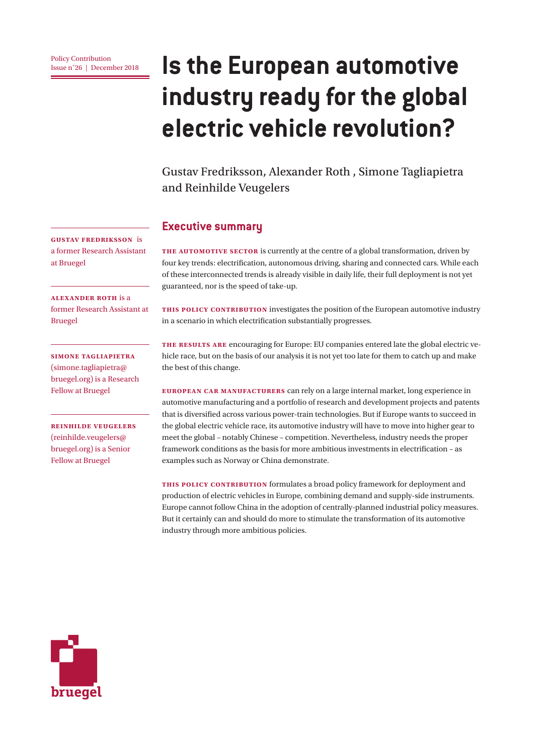Policy Contribution
Issue n˚26 | December 2018

# Is the European automotive industry ready for the global electric vehicle revolution?

Gustav Fredriksson, Alexander Roth , Simone Tagliapietra and Reinhilde Veugelers

**GUSTAV FREDRIKSSON** is a former Research Assistant at Bruegel

**ALEXANDER ROTH** is a former Research Assistant at Bruegel

**SIMONE TAGLIAPIETRA** (simone.tagliapietra@bruegel.org) is a Research Fellow at Bruegel

**REINHILDE VEUGELERS** (reinhilde.veugelers@bruegel.org) is a Senior Fellow at Bruegel

## Executive summary

**THE AUTOMOTIVE SECTOR** is currently at the centre of a global transformation, driven by four key trends: electrification, autonomous driving, sharing and connected cars. While each of these interconnected trends is already visible in daily life, their full deployment is not yet guaranteed, nor is the speed of take-up.

**THIS POLICY CONTRIBUTION** investigates the position of the European automotive industry in a scenario in which electrification substantially progresses.

**THE RESULTS ARE** encouraging for Europe: EU companies entered late the global electric vehicle race, but on the basis of our analysis it is not yet too late for them to catch up and make the best of this change.

**EUROPEAN CAR MANUFACTURERS** can rely on a large internal market, long experience in automotive manufacturing and a portfolio of research and development projects and patents that is diversified across various power-train technologies. But if Europe wants to succeed in the global electric vehicle race, its automotive industry will have to move into higher gear to meet the global – notably Chinese – competition. Nevertheless, industry needs the proper framework conditions as the basis for more ambitious investments in electrification – as examples such as Norway or China demonstrate.

**THIS POLICY CONTRIBUTION** formulates a broad policy framework for deployment and production of electric vehicles in Europe, combining demand and supply-side instruments. Europe cannot follow China in the adoption of centrally-planned industrial policy measures. But it certainly can and should do more to stimulate the transformation of its automotive industry through more ambitious policies.

bruegel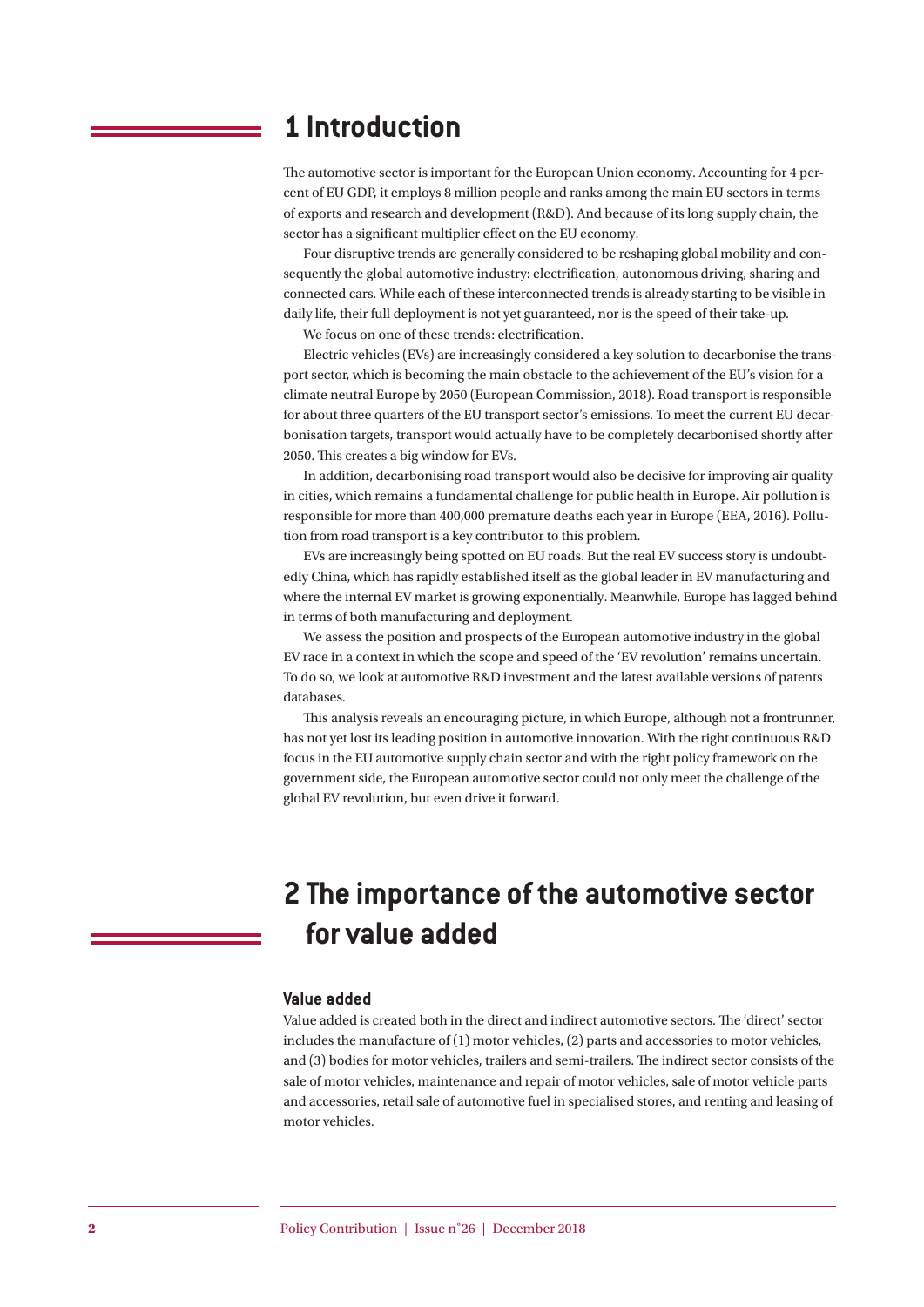# 1 Introduction

The automotive sector is important for the European Union economy. Accounting for 4 percent of EU GDP, it employs 8 million people and ranks among the main EU sectors in terms of exports and research and development (R&D). And because of its long supply chain, the sector has a significant multiplier effect on the EU economy.

Four disruptive trends are generally considered to be reshaping global mobility and consequently the global automotive industry: electrification, autonomous driving, sharing and connected cars. While each of these interconnected trends is already starting to be visible in daily life, their full deployment is not yet guaranteed, nor is the speed of their take-up.

We focus on one of these trends: electrification.

Electric vehicles (EVs) are increasingly considered a key solution to decarbonise the transport sector, which is becoming the main obstacle to the achievement of the EU's vision for a climate neutral Europe by 2050 (European Commission, 2018). Road transport is responsible for about three quarters of the EU transport sector's emissions. To meet the current EU decarbonisation targets, transport would actually have to be completely decarbonised shortly after 2050. This creates a big window for EVs.

In addition, decarbonising road transport would also be decisive for improving air quality in cities, which remains a fundamental challenge for public health in Europe. Air pollution is responsible for more than 400,000 premature deaths each year in Europe (EEA, 2016). Pollution from road transport is a key contributor to this problem.

EVs are increasingly being spotted on EU roads. But the real EV success story is undoubtedly China, which has rapidly established itself as the global leader in EV manufacturing and where the internal EV market is growing exponentially. Meanwhile, Europe has lagged behind in terms of both manufacturing and deployment.

We assess the position and prospects of the European automotive industry in the global EV race in a context in which the scope and speed of the 'EV revolution' remains uncertain. To do so, we look at automotive R&D investment and the latest available versions of patents databases.

This analysis reveals an encouraging picture, in which Europe, although not a frontrunner, has not yet lost its leading position in automotive innovation. With the right continuous R&D focus in the EU automotive supply chain sector and with the right policy framework on the government side, the European automotive sector could not only meet the challenge of the global EV revolution, but even drive it forward.

# 2 The importance of the automotive sector for value added

### Value added

Value added is created both in the direct and indirect automotive sectors. The 'direct' sector includes the manufacture of (1) motor vehicles, (2) parts and accessories to motor vehicles, and (3) bodies for motor vehicles, trailers and semi-trailers. The indirect sector consists of the sale of motor vehicles, maintenance and repair of motor vehicles, sale of motor vehicle parts and accessories, retail sale of automotive fuel in specialised stores, and renting and leasing of motor vehicles.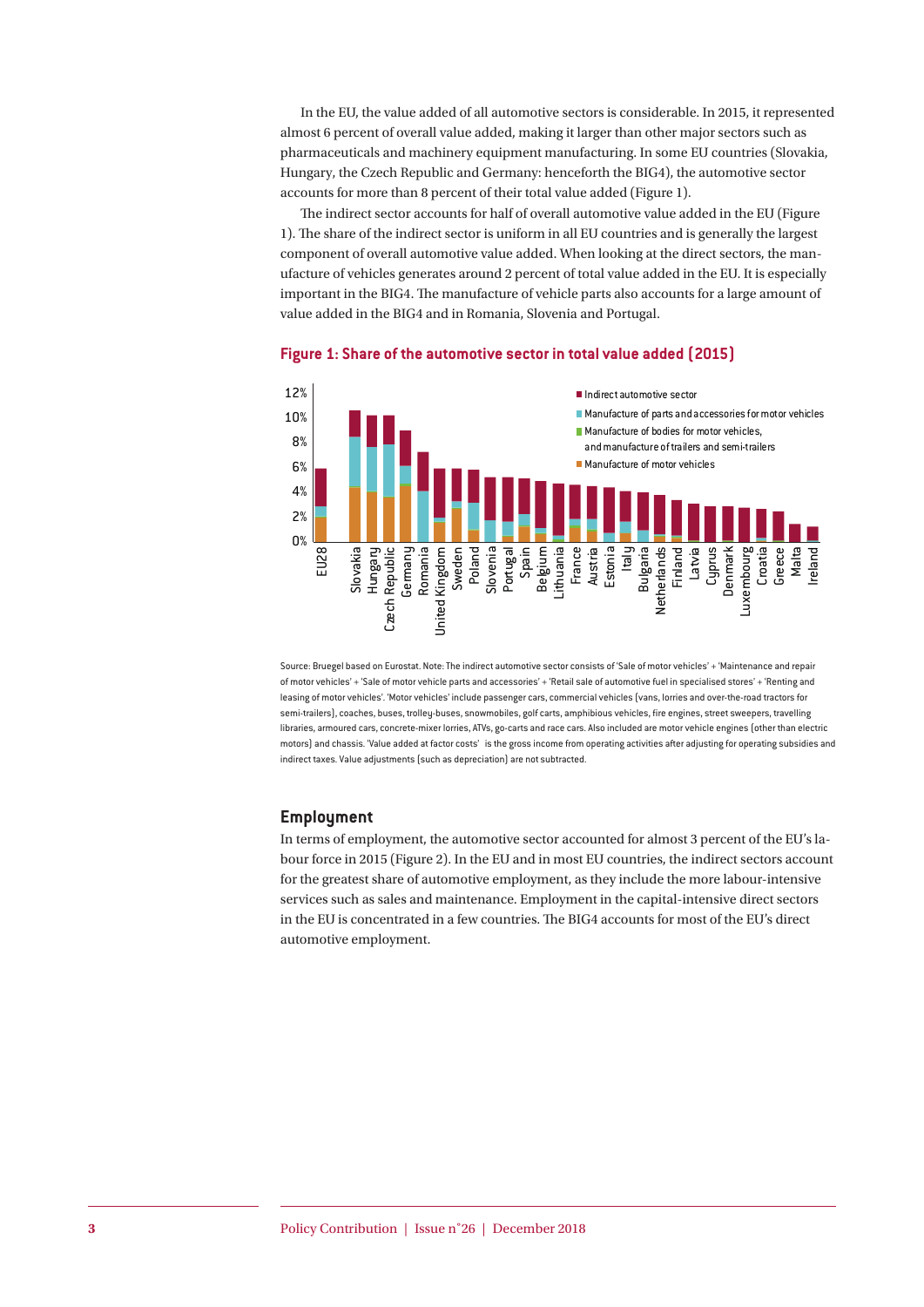In the EU, the value added of all automotive sectors is considerable. In 2015, it represented almost 6 percent of overall value added, making it larger than other major sectors such as pharmaceuticals and machinery equipment manufacturing. In some EU countries (Slovakia, Hungary, the Czech Republic and Germany: henceforth the BIG4), the automotive sector accounts for more than 8 percent of their total value added (Figure 1).

The indirect sector accounts for half of overall automotive value added in the EU (Figure 1). The share of the indirect sector is uniform in all EU countries and is generally the largest component of overall automotive value added. When looking at the direct sectors, the manufacture of vehicles generates around 2 percent of total value added in the EU. It is especially important in the BIG4. The manufacture of vehicle parts also accounts for a large amount of value added in the BIG4 and in Romania, Slovenia and Portugal.

**Figure 1: Share of the automotive sector in total value added (2015)**

12%
10%
8%
6%
4%
2%
0%

Indirect automotive sector
Manufacture of parts and accessories for motor vehicles
Manufacture of bodies for motor vehicles, and manufacture of trailers and semi-trailers
Manufacture of motor vehicles

EU28, Slovakia, Hungary, Czech Republic, Germany, Romania, United Kingdom, Sweden, Poland, Slovenia, Portugal, Spain, Belgium, Lithuania, France, Austria, Estonia, Italy, Bulgaria, Netherlands, Finland, Latvia, Cyprus, Denmark, Luxembourg, Croatia, Greece, Malta, Ireland

Source: Bruegel based on Eurostat. Note: The indirect automotive sector consists of 'Sale of motor vehicles' + 'Maintenance and repair of motor vehicles' + 'Sale of motor vehicle parts and accessories' + 'Retail sale of automotive fuel in specialised stores' + 'Renting and leasing of motor vehicles'. 'Motor vehicles' include passenger cars, commercial vehicles (vans, lorries and over-the-road tractors for semi-trailers), coaches, buses, trolley-buses, snowmobiles, golf carts, amphibious vehicles, fire engines, street sweepers, travelling libraries, armoured cars, concrete-mixer lorries, ATVs, go-carts and race cars. Also included are motor vehicle engines (other than electric motors) and chassis. 'Value added at factor costs' is the gross income from operating activities after adjusting for operating subsidies and indirect taxes. Value adjustments (such as depreciation) are not subtracted.

## Employment

In terms of employment, the automotive sector accounted for almost 3 percent of the EU's labour force in 2015 (Figure 2). In the EU and in most EU countries, the indirect sectors account for the greatest share of automotive employment, as they include the more labour-intensive services such as sales and maintenance. Employment in the capital-intensive direct sectors in the EU is concentrated in a few countries. The BIG4 accounts for most of the EU's direct automotive employment.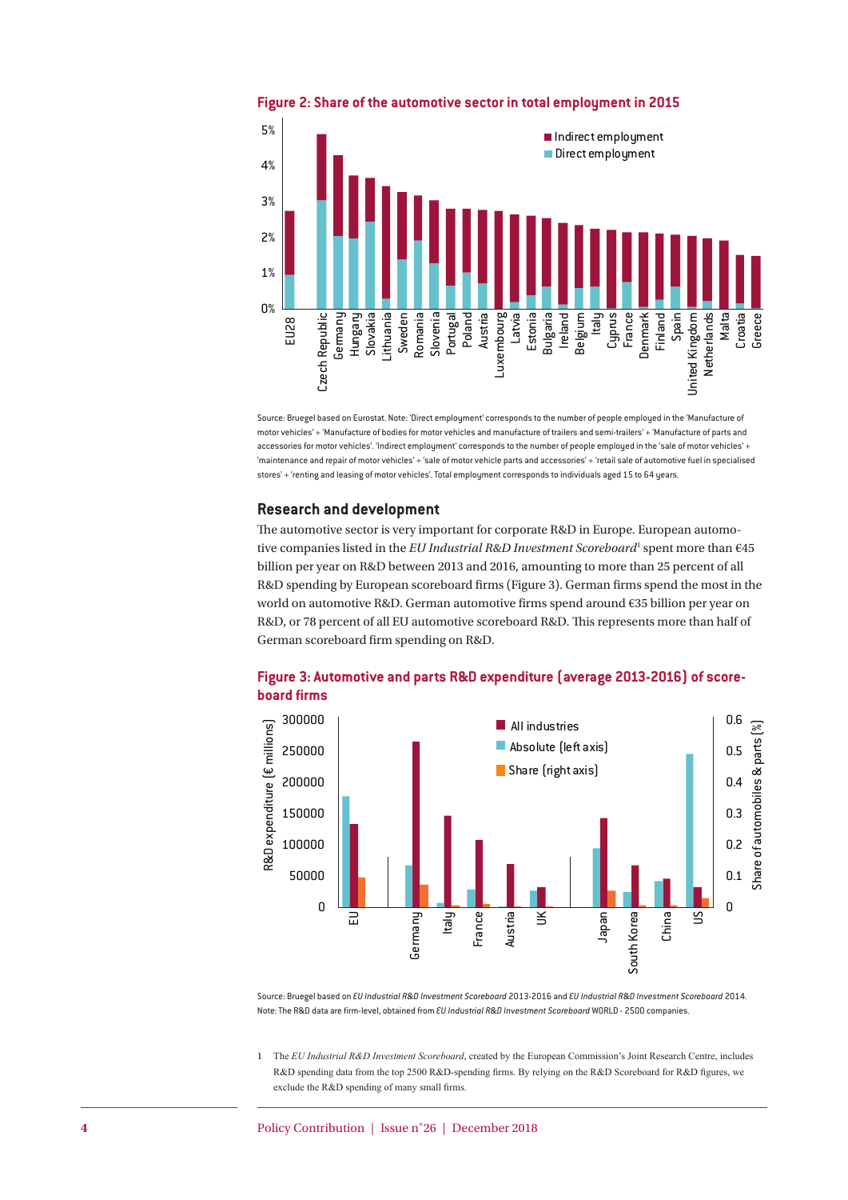**Figure 2: Share of the automotive sector in total employment in 2015**

5%
4%
3%
2%
1%
0%

Indirect employment
Direct employment

EU28, Czech Republic, Germany, Hungary, Slovakia, Lithuania, Sweden, Romania, Slovenia, Portugal, Poland, Austria, Luxembourg, Latvia, Estonia, Bulgaria, Ireland, Belgium, Italy, Cyprus, France, Denmark, Finland, Spain, United Kingdom, Netherlands, Malta, Croatia, Greece

Source: Bruegel based on Eurostat. Note: 'Direct employment' corresponds to the number of people employed in the 'Manufacture of motor vehicles' + 'Manufacture of bodies for motor vehicles and manufacture of trailers and semi-trailers' + 'Manufacture of parts and accessories for motor vehicles'. 'Indirect employment' corresponds to the number of people employed in the 'sale of motor vehicles' + 'maintenance and repair of motor vehicles' + 'sale of motor vehicle parts and accessories' + 'retail sale of automotive fuel in specialised stores' + 'renting and leasing of motor vehicles'. Total employment corresponds to individuals aged 15 to 64 years.

## Research and development

The automotive sector is very important for corporate R&D in Europe. European automotive companies listed in the *EU Industrial R&D Investment Scoreboard*[1] spent more than €45 billion per year on R&D between 2013 and 2016, amounting to more than 25 percent of all R&D spending by European scoreboard firms (Figure 3). German firms spend the most in the world on automotive R&D. German automotive firms spend around €35 billion per year on R&D, or 78 percent of all EU automotive scoreboard R&D. This represents more than half of German scoreboard firm spending on R&D.

**Figure 3: Automotive and parts R&D expenditure (average 2013-2016) of scoreboard firms**

R&D expenditure (€ millions)
300000
250000
200000
150000
100000
50000
0

Share of automobiles & parts (%)
0.6
0.5
0.4
0.3
0.2
0.1
0

All industries
Absolute (left axis)
Share (right axis)

EU, Germany, Italy, France, Austria, UK, Japan, South Korea, China, US

Source: Bruegel based on *EU Industrial R&D Investment Scoreboard* 2013-2016 and *EU Industrial R&D Investment Scoreboard* 2014. Note: The R&D data are firm-level, obtained from *EU Industrial R&D Investment Scoreboard* WORLD - 2500 companies.

1 The *EU Industrial R&D Investment Scoreboard*, created by the European Commission's Joint Research Centre, includes R&D spending data from the top 2500 R&D-spending firms. By relying on the R&D Scoreboard for R&D figures, we exclude the R&D spending of many small firms.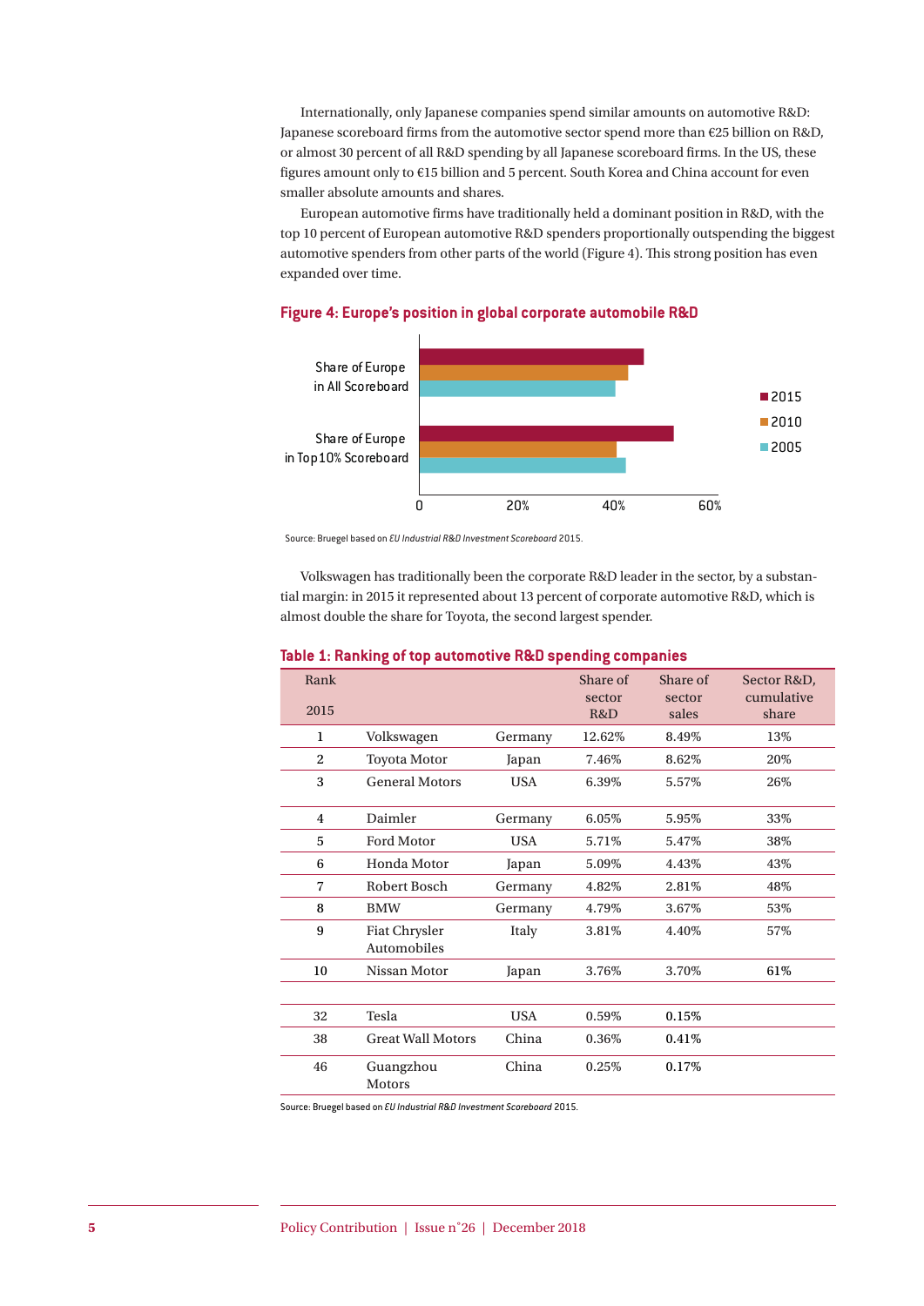Internationally, only Japanese companies spend similar amounts on automotive R&D: Japanese scoreboard firms from the automotive sector spend more than €25 billion on R&D, or almost 30 percent of all R&D spending by all Japanese scoreboard firms. In the US, these figures amount only to €15 billion and 5 percent. South Korea and China account for even smaller absolute amounts and shares.

European automotive firms have traditionally held a dominant position in R&D, with the top 10 percent of European automotive R&D spenders proportionally outspending the biggest automotive spenders from other parts of the world (Figure 4). This strong position has even expanded over time.

## Figure 4: Europe's position in global corporate automobile R&D

Share of Europe in All Scoreboard

Share of Europe in Top10% Scoreboard

0
20%
40%
60%

2015
2010
2005

Source: Bruegel based on *EU Industrial R&D Investment Scoreboard* 2015.

Volkswagen has traditionally been the corporate R&D leader in the sector, by a substantial margin: in 2015 it represented about 13 percent of corporate automotive R&D, which is almost double the share for Toyota, the second largest spender.

## Table 1: Ranking of top automotive R&D spending companies

| Rank 2015 | | | Share of sector R&D | Share of sector sales | Sector R&D, cumulative share |
|---|---|---|---|---|---|
| 1 | Volkswagen | Germany | 12.62% | 8.49% | 13% |
| 2 | Toyota Motor | Japan | 7.46% | 8.62% | 20% |
| 3 | General Motors | USA | 6.39% | 5.57% | 26% |
| 4 | Daimler | Germany | 6.05% | 5.95% | 33% |
| 5 | Ford Motor | USA | 5.71% | 5.47% | 38% |
| 6 | Honda Motor | Japan | 5.09% | 4.43% | 43% |
| 7 | Robert Bosch | Germany | 4.82% | 2.81% | 48% |
| 8 | BMW | Germany | 4.79% | 3.67% | 53% |
| 9 | Fiat Chrysler Automobiles | Italy | 3.81% | 4.40% | 57% |
| 10 | Nissan Motor | Japan | 3.76% | 3.70% | 61% |
| | | | | | |
| 32 | Tesla | USA | 0.59% | 0.15% | |
| 38 | Great Wall Motors | China | 0.36% | 0.41% | |
| 46 | Guangzhou Motors | China | 0.25% | 0.17% | |

Source: Bruegel based on *EU Industrial R&D Investment Scoreboard* 2015.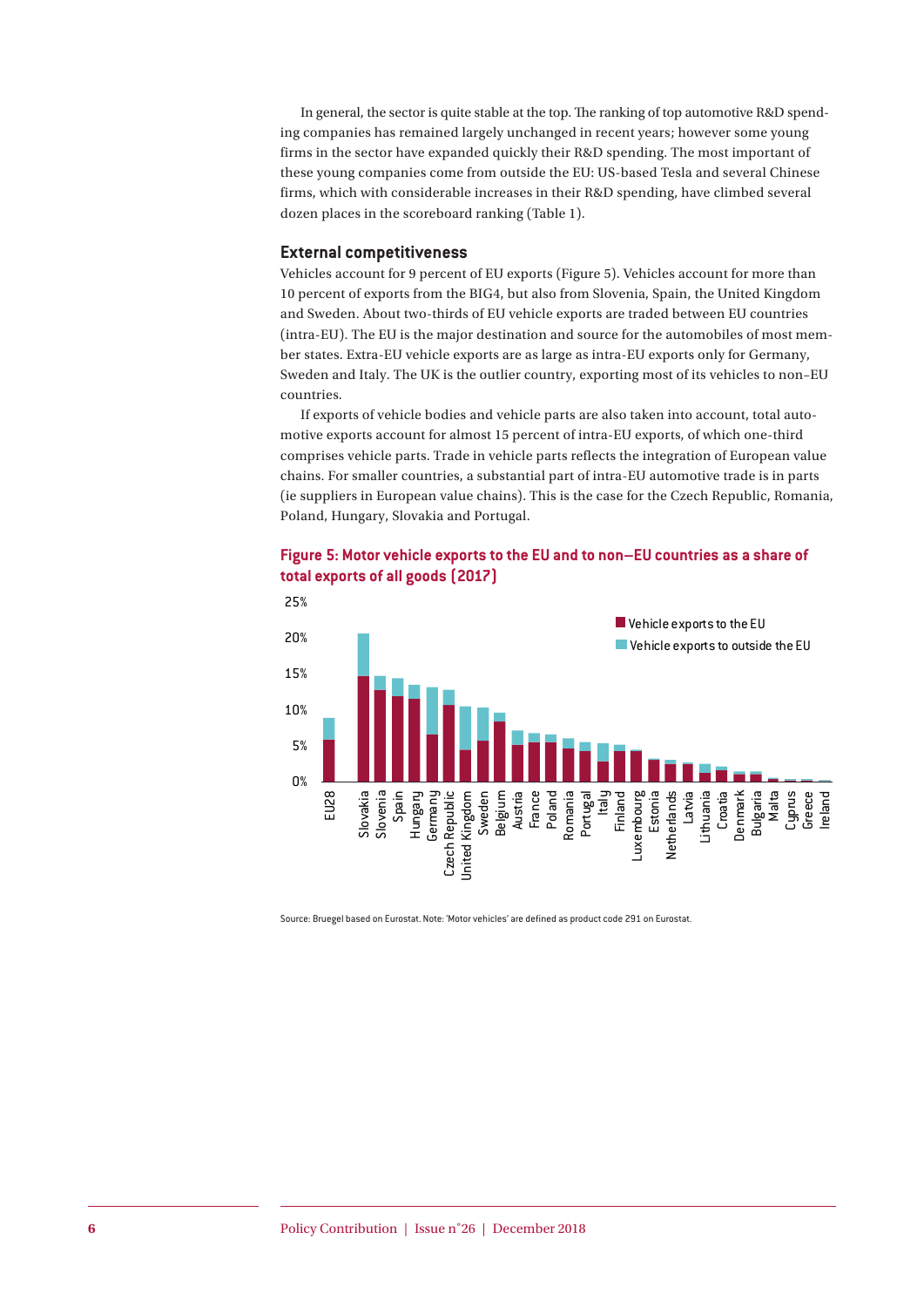In general, the sector is quite stable at the top. The ranking of top automotive R&D spending companies has remained largely unchanged in recent years; however some young firms in the sector have expanded quickly their R&D spending. The most important of these young companies come from outside the EU: US-based Tesla and several Chinese firms, which with considerable increases in their R&D spending, have climbed several dozen places in the scoreboard ranking (Table 1).

### External competitiveness

Vehicles account for 9 percent of EU exports (Figure 5). Vehicles account for more than 10 percent of exports from the BIG4, but also from Slovenia, Spain, the United Kingdom and Sweden. About two-thirds of EU vehicle exports are traded between EU countries (intra-EU). The EU is the major destination and source for the automobiles of most member states. Extra-EU vehicle exports are as large as intra-EU exports only for Germany, Sweden and Italy. The UK is the outlier country, exporting most of its vehicles to non–EU countries.

If exports of vehicle bodies and vehicle parts are also taken into account, total automotive exports account for almost 15 percent of intra-EU exports, of which one-third comprises vehicle parts. Trade in vehicle parts reflects the integration of European value chains. For smaller countries, a substantial part of intra-EU automotive trade is in parts (ie suppliers in European value chains). This is the case for the Czech Republic, Romania, Poland, Hungary, Slovakia and Portugal.

**Figure 5: Motor vehicle exports to the EU and to non–EU countries as a share of total exports of all goods (2017)**

25%
20%
15%
10%
5%
0%

Vehicle exports to the EU
Vehicle exports to outside the EU

EU28, Slovakia, Slovenia, Spain, Hungary, Germany, Czech Republic, United Kingdom, Sweden, Belgium, Austria, France, Poland, Romania, Portugal, Italy, Finland, Luxembourg, Estonia, Netherlands, Latvia, Lithuania, Croatia, Denmark, Bulgaria, Malta, Cyprus, Greece, Ireland

Source: Bruegel based on Eurostat. Note: 'Motor vehicles' are defined as product code 291 on Eurostat.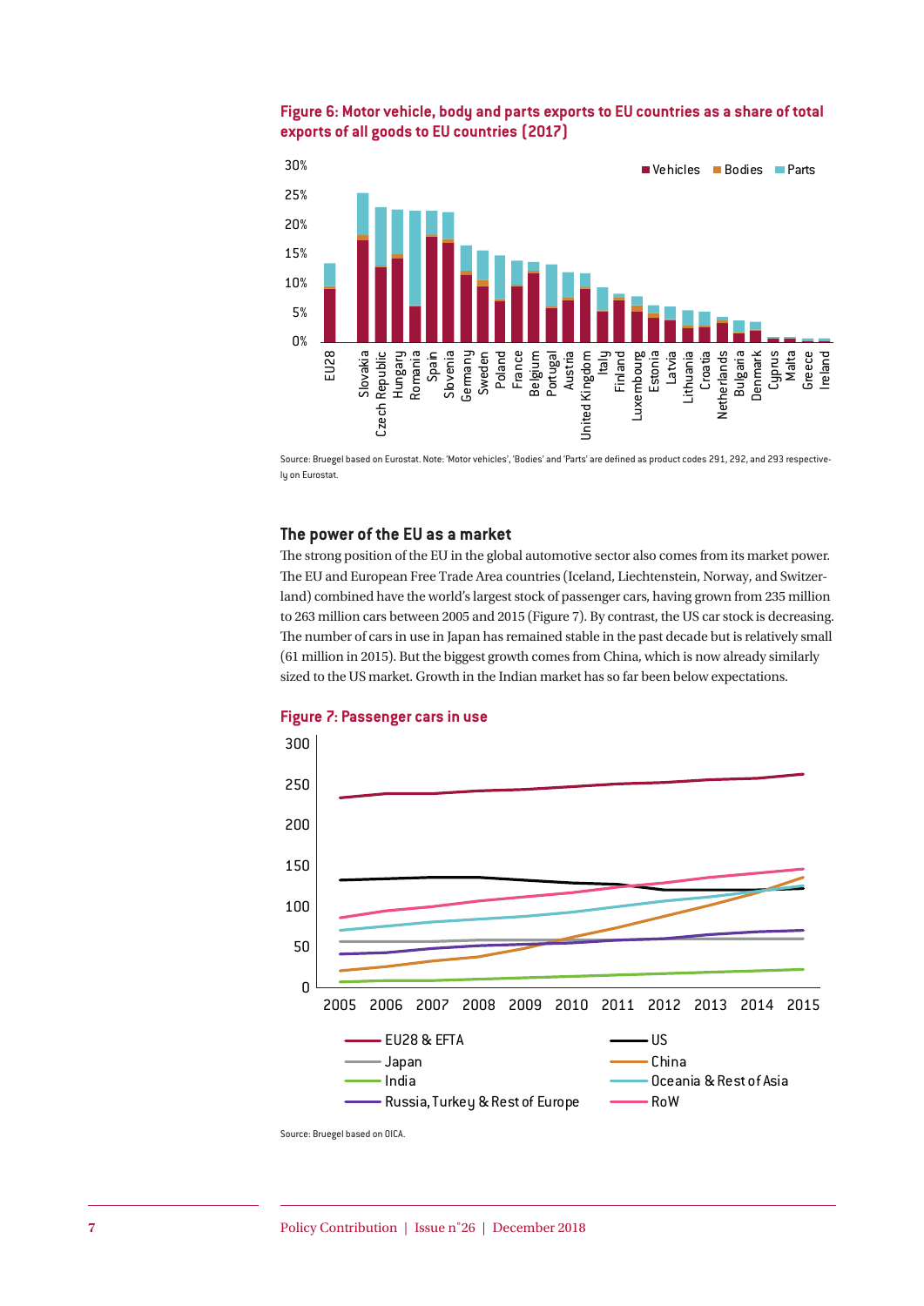**Figure 6: Motor vehicle, body and parts exports to EU countries as a share of total exports of all goods to EU countries (2017)**

30%
25%
20%
15%
10%
5%
0%

Vehicles
Bodies
Parts

EU28
Slovakia
Czech Republic
Hungary
Romania
Spain
Slovenia
Germany
Sweden
Poland
France
Belgium
Portugal
Austria
United Kingdom
Italy
Finland
Luxembourg
Estonia
Latvia
Lithuania
Croatia
Netherlands
Bulgaria
Denmark
Cyprus
Malta
Greece
Ireland

Source: Bruegel based on Eurostat. Note: 'Motor vehicles', 'Bodies' and 'Parts' are defined as product codes 291, 292, and 293 respectively on Eurostat.

## The power of the EU as a market

The strong position of the EU in the global automotive sector also comes from its market power. The EU and European Free Trade Area countries (Iceland, Liechtenstein, Norway, and Switzerland) combined have the world's largest stock of passenger cars, having grown from 235 million to 263 million cars between 2005 and 2015 (Figure 7). By contrast, the US car stock is decreasing. The number of cars in use in Japan has remained stable in the past decade but is relatively small (61 million in 2015). But the biggest growth comes from China, which is now already similarly sized to the US market. Growth in the Indian market has so far been below expectations.

**Figure 7: Passenger cars in use**

300
250
200
150
100
50
0

2005 2006 2007 2008 2009 2010 2011 2012 2013 2014 2015

EU28 & EFTA
US
Japan
China
India
Oceania & Rest of Asia
Russia, Turkey & Rest of Europe
RoW

Source: Bruegel based on OICA.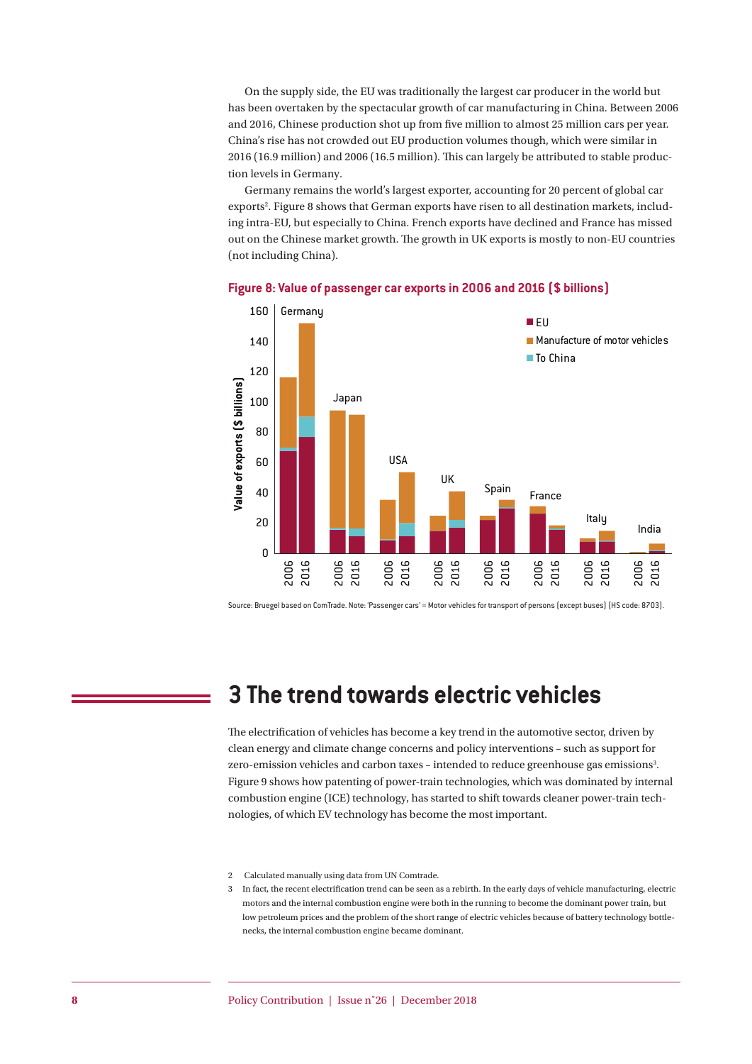On the supply side, the EU was traditionally the largest car producer in the world but has been overtaken by the spectacular growth of car manufacturing in China. Between 2006 and 2016, Chinese production shot up from five million to almost 25 million cars per year. China's rise has not crowded out EU production volumes though, which were similar in 2016 (16.9 million) and 2006 (16.5 million). This can largely be attributed to stable production levels in Germany.

Germany remains the world's largest exporter, accounting for 20 percent of global car exports[2]. Figure 8 shows that German exports have risen to all destination markets, including intra-EU, but especially to China. French exports have declined and France has missed out on the Chinese market growth. The growth in UK exports is mostly to non-EU countries (not including China).

**Figure 8: Value of passenger car exports in 2006 and 2016 ($ billions)**

Value of exports ($ billions)
160
140
120
100
80
60
40
20
0

EU
Manufacture of motor vehicles
To China

Germany
Japan
USA
UK
Spain
France
Italy
India

2006 2016 2006 2016 2006 2016 2006 2016 2006 2016 2006 2016 2006 2016 2006 2016

Source: Bruegel based on ComTrade. Note: 'Passenger cars' = Motor vehicles for transport of persons (except buses) (HS code: 8703).

## 3 The trend towards electric vehicles

The electrification of vehicles has become a key trend in the automotive sector, driven by clean energy and climate change concerns and policy interventions – such as support for zero-emission vehicles and carbon taxes – intended to reduce greenhouse gas emissions[3]. Figure 9 shows how patenting of power-train technologies, which was dominated by internal combustion engine (ICE) technology, has started to shift towards cleaner power-train technologies, of which EV technology has become the most important.

2 Calculated manually using data from UN Comtrade.

3 In fact, the recent electrification trend can be seen as a rebirth. In the early days of vehicle manufacturing, electric motors and the internal combustion engine were both in the running to become the dominant power train, but low petroleum prices and the problem of the short range of electric vehicles because of battery technology bottlenecks, the internal combustion engine became dominant.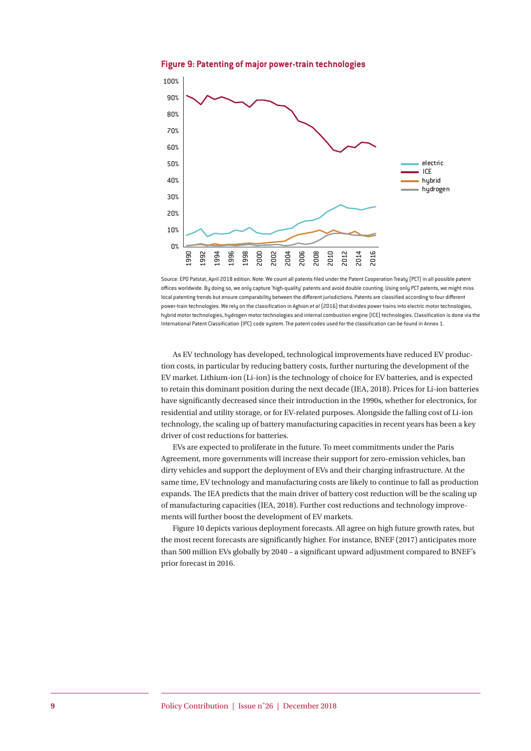**Figure 9: Patenting of major power-train technologies**

Source: EPO Patstat, April 2018 edition. Note: We count all patents filed under the Patent Cooperation Treaty (PCT) in all possible patent offices worldwide. By doing so, we only capture 'high-quality' patents and avoid double counting. Using only PCT patents, we might miss local patenting trends but ensure comparability between the different jurisdictions. Patents are classified according to four different power-train technologies. We rely on the classification in Aghion *et al* (2016) that divides power trains into electric motor technologies, hybrid motor technologies, hydrogen motor technologies and internal combustion engine (ICE) technologies. Classification is done via the International Patent Classification (IPC) code system. The patent codes used for the classification can be found in Annex 1.

As EV technology has developed, technological improvements have reduced EV production costs, in particular by reducing battery costs, further nurturing the development of the EV market. Lithium-ion (Li-ion) is the technology of choice for EV batteries, and is expected to retain this dominant position during the next decade (IEA, 2018). Prices for Li-ion batteries have significantly decreased since their introduction in the 1990s, whether for electronics, for residential and utility storage, or for EV-related purposes. Alongside the falling cost of Li-ion technology, the scaling up of battery manufacturing capacities in recent years has been a key driver of cost reductions for batteries.

EVs are expected to proliferate in the future. To meet commitments under the Paris Agreement, more governments will increase their support for zero-emission vehicles, ban dirty vehicles and support the deployment of EVs and their charging infrastructure. At the same time, EV technology and manufacturing costs are likely to continue to fall as production expands. The IEA predicts that the main driver of battery cost reduction will be the scaling up of manufacturing capacities (IEA, 2018). Further cost reductions and technology improvements will further boost the development of EV markets.

Figure 10 depicts various deployment forecasts. All agree on high future growth rates, but the most recent forecasts are significantly higher. For instance, BNEF (2017) anticipates more than 500 million EVs globally by 2040 – a significant upward adjustment compared to BNEF's prior forecast in 2016.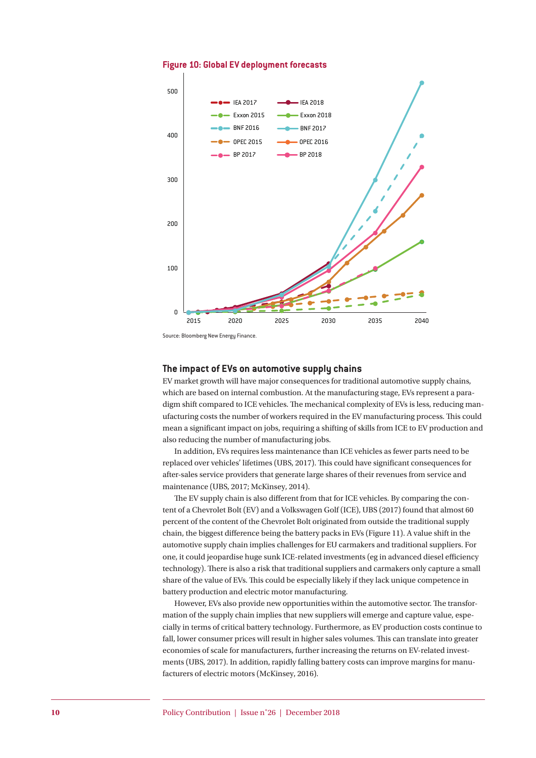**Figure 10: Global EV deployment forecasts**

500
400
300
200
100
0

2015 2020 2025 2030 2035 2040

IEA 2017
IEA 2018
Exxon 2015
Exxon 2018
BNF 2016
BNF 2017
OPEC 2015
OPEC 2016
BP 2017
BP 2018

Source: Bloomberg New Energy Finance.

## The impact of EVs on automotive supply chains

EV market growth will have major consequences for traditional automotive supply chains, which are based on internal combustion. At the manufacturing stage, EVs represent a paradigm shift compared to ICE vehicles. The mechanical complexity of EVs is less, reducing manufacturing costs the number of workers required in the EV manufacturing process. This could mean a significant impact on jobs, requiring a shifting of skills from ICE to EV production and also reducing the number of manufacturing jobs.

In addition, EVs requires less maintenance than ICE vehicles as fewer parts need to be replaced over vehicles' lifetimes (UBS, 2017). This could have significant consequences for after-sales service providers that generate large shares of their revenues from service and maintenance (UBS, 2017; McKinsey, 2014).

The EV supply chain is also different from that for ICE vehicles. By comparing the content of a Chevrolet Bolt (EV) and a Volkswagen Golf (ICE), UBS (2017) found that almost 60 percent of the content of the Chevrolet Bolt originated from outside the traditional supply chain, the biggest difference being the battery packs in EVs (Figure 11). A value shift in the automotive supply chain implies challenges for EU carmakers and traditional suppliers. For one, it could jeopardise huge sunk ICE-related investments (eg in advanced diesel efficiency technology). There is also a risk that traditional suppliers and carmakers only capture a small share of the value of EVs. This could be especially likely if they lack unique competence in battery production and electric motor manufacturing.

However, EVs also provide new opportunities within the automotive sector. The transformation of the supply chain implies that new suppliers will emerge and capture value, especially in terms of critical battery technology. Furthermore, as EV production costs continue to fall, lower consumer prices will result in higher sales volumes. This can translate into greater economies of scale for manufacturers, further increasing the returns on EV-related investments (UBS, 2017). In addition, rapidly falling battery costs can improve margins for manufacturers of electric motors (McKinsey, 2016).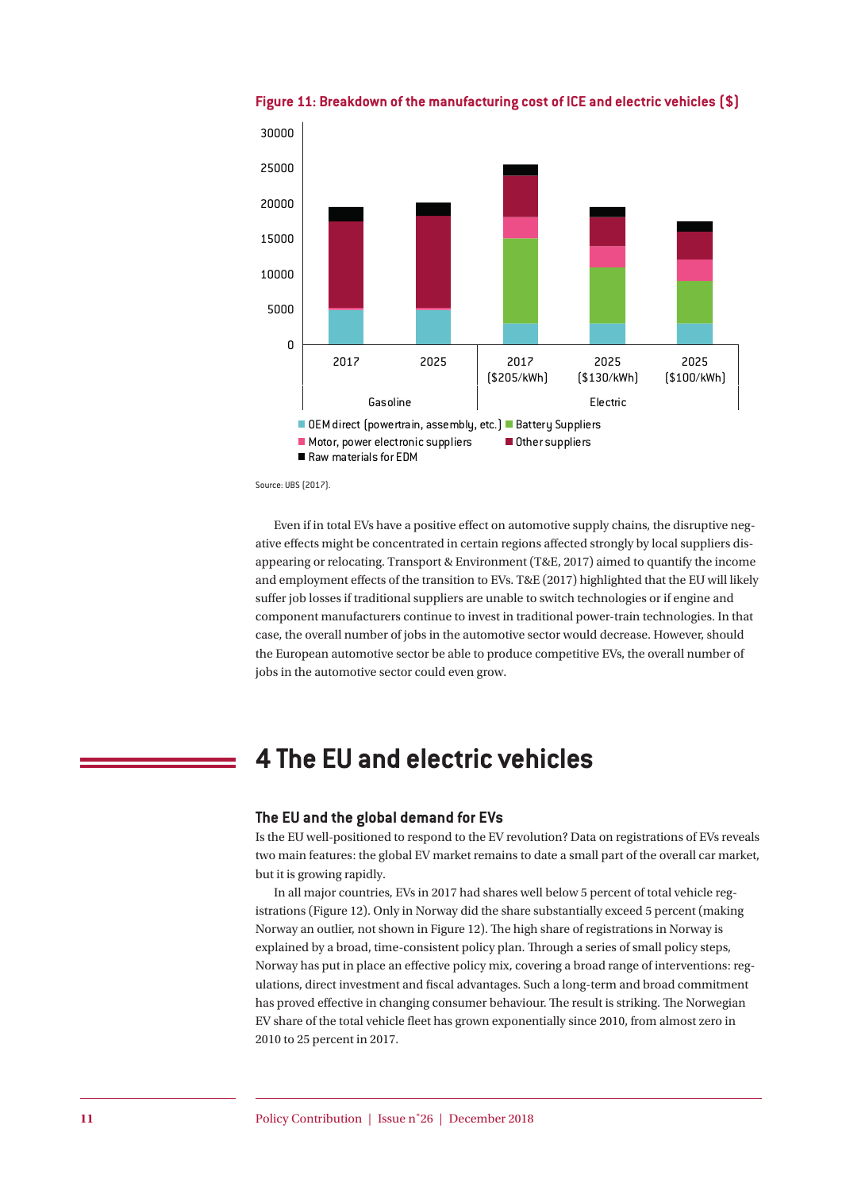**Figure 11: Breakdown of the manufacturing cost of ICE and electric vehicles ($)**

30000
25000
20000
15000
10000
5000
0

2017
2025
2017 ($205/kWh)
2025 ($130/kWh)
2025 ($100/kWh)

Gasoline
Electric

OEM direct (powertrain, assembly, etc.)
Battery Suppliers
Motor, power electronic suppliers
Other suppliers
Raw materials for EDM

Source: UBS (2017).

Even if in total EVs have a positive effect on automotive supply chains, the disruptive negative effects might be concentrated in certain regions affected strongly by local suppliers disappearing or relocating. Transport & Environment (T&E, 2017) aimed to quantify the income and employment effects of the transition to EVs. T&E (2017) highlighted that the EU will likely suffer job losses if traditional suppliers are unable to switch technologies or if engine and component manufacturers continue to invest in traditional power-train technologies. In that case, the overall number of jobs in the automotive sector would decrease. However, should the European automotive sector be able to produce competitive EVs, the overall number of jobs in the automotive sector could even grow.

# 4 The EU and electric vehicles

### The EU and the global demand for EVs

Is the EU well-positioned to respond to the EV revolution? Data on registrations of EVs reveals two main features: the global EV market remains to date a small part of the overall car market, but it is growing rapidly.

In all major countries, EVs in 2017 had shares well below 5 percent of total vehicle registrations (Figure 12). Only in Norway did the share substantially exceed 5 percent (making Norway an outlier, not shown in Figure 12). The high share of registrations in Norway is explained by a broad, time-consistent policy plan. Through a series of small policy steps, Norway has put in place an effective policy mix, covering a broad range of interventions: regulations, direct investment and fiscal advantages. Such a long-term and broad commitment has proved effective in changing consumer behaviour. The result is striking. The Norwegian EV share of the total vehicle fleet has grown exponentially since 2010, from almost zero in 2010 to 25 percent in 2017.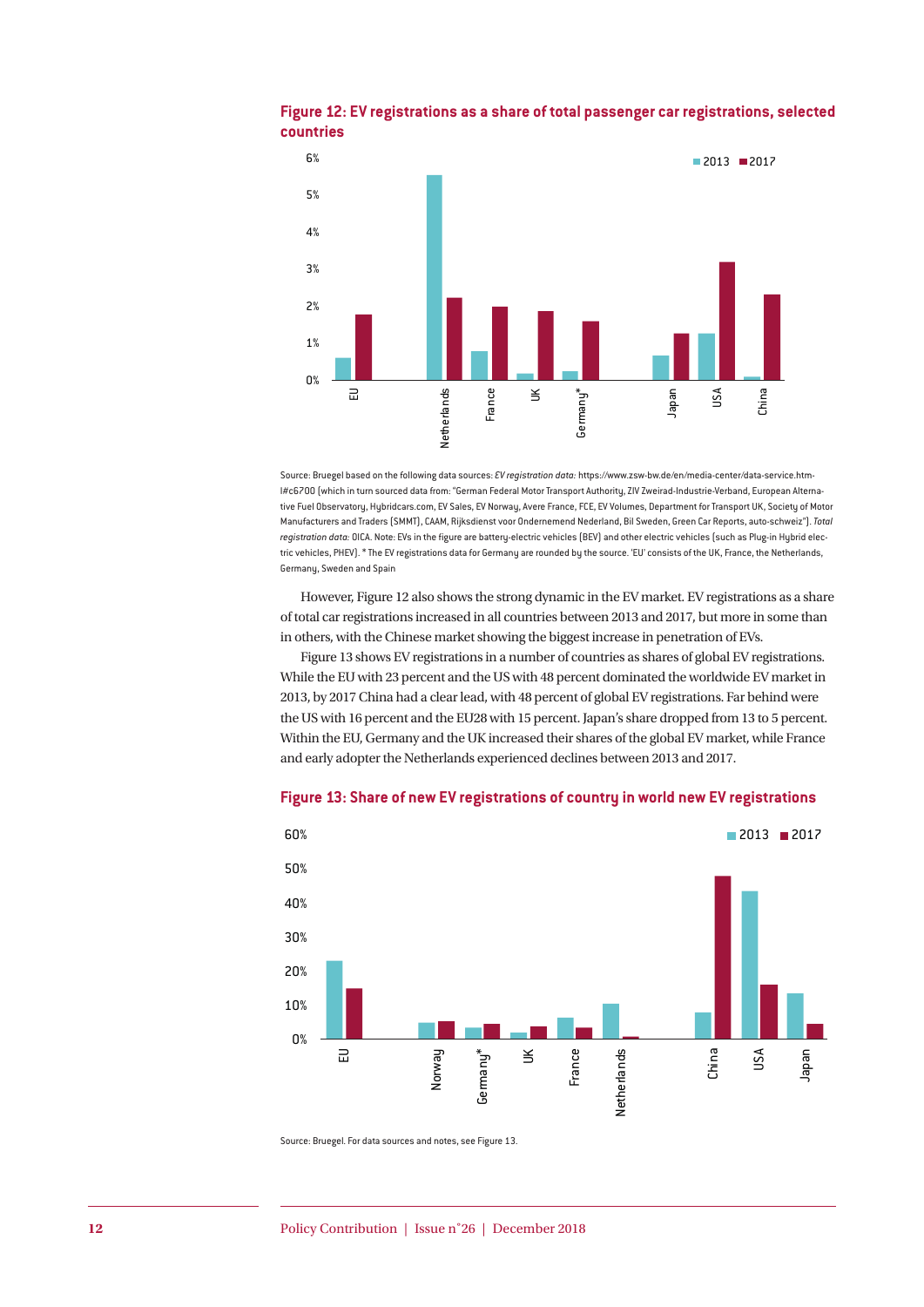**Figure 12: EV registrations as a share of total passenger car registrations, selected countries**

6%
5%
4%
3%
2%
1%
0%

2013 2017

EU
Netherlands
France
UK
Germany*
Japan
USA
China

Source: Bruegel based on the following data sources: *EV registration data:* https://www.zsw-bw.de/en/media-center/data-service.html#c6700 (which in turn sourced data from: "German Federal Motor Transport Authority, ZIV Zweirad-Industrie-Verband, European Alternative Fuel Observatory, Hybridcars.com, EV Sales, EV Norway, Avere France, FCE, EV Volumes, Department for Transport UK, Society of Motor Manufacturers and Traders (SMMT), CAAM, Rijksdienst voor Ondernemend Nederland, Bil Sweden, Green Car Reports, auto-schweiz"). *Total registration data:* OICA. Note: EVs in the figure are battery-electric vehicles (BEV) and other electric vehicles (such as Plug-in Hybrid electric vehicles, PHEV). * The EV registrations data for Germany are rounded by the source. 'EU' consists of the UK, France, the Netherlands, Germany, Sweden and Spain

However, Figure 12 also shows the strong dynamic in the EV market. EV registrations as a share of total car registrations increased in all countries between 2013 and 2017, but more in some than in others, with the Chinese market showing the biggest increase in penetration of EVs.

Figure 13 shows EV registrations in a number of countries as shares of global EV registrations. While the EU with 23 percent and the US with 48 percent dominated the worldwide EV market in 2013, by 2017 China had a clear lead, with 48 percent of global EV registrations. Far behind were the US with 16 percent and the EU28 with 15 percent. Japan's share dropped from 13 to 5 percent. Within the EU, Germany and the UK increased their shares of the global EV market, while France and early adopter the Netherlands experienced declines between 2013 and 2017.

**Figure 13: Share of new EV registrations of country in world new EV registrations**

60%
50%
40%
30%
20%
10%
0%

2013 2017

EU
Norway
Germany*
UK
France
Netherlands
China
USA
Japan

Source: Bruegel. For data sources and notes, see Figure 13.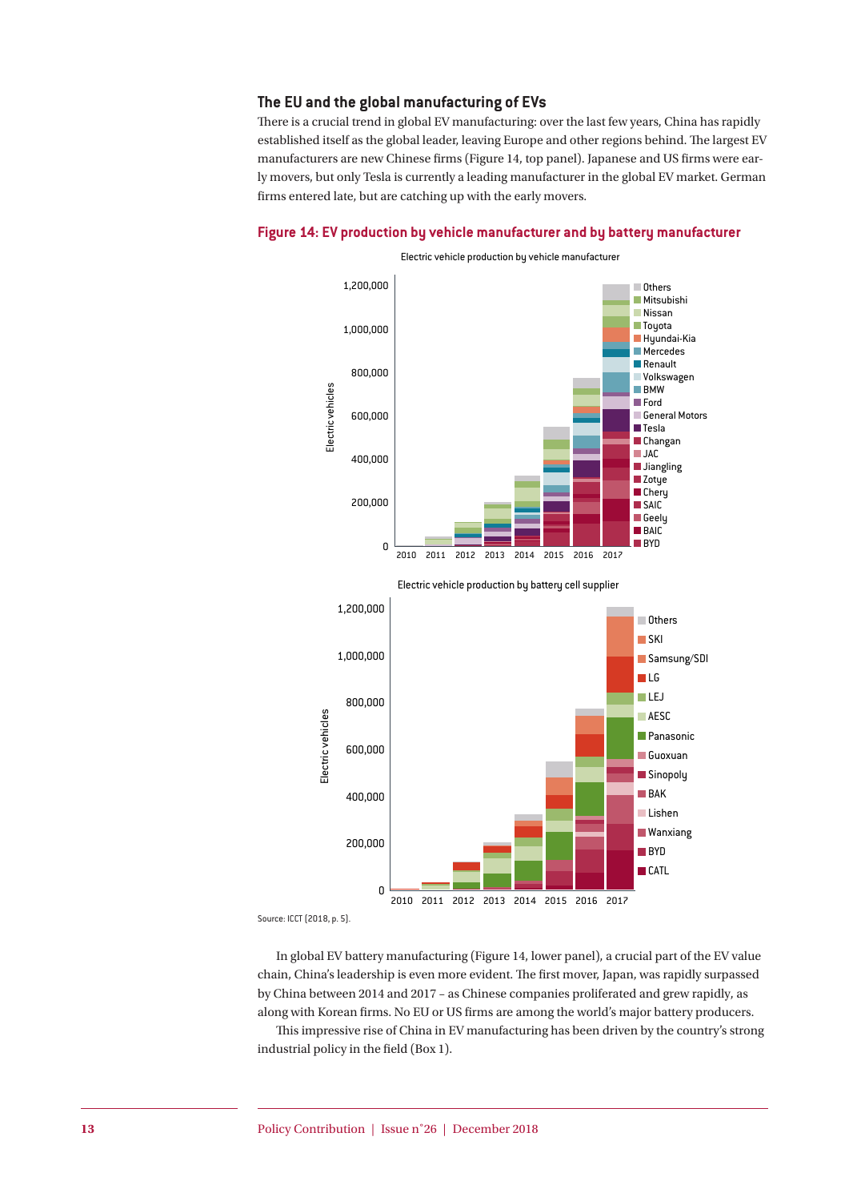### The EU and the global manufacturing of EVs

There is a crucial trend in global EV manufacturing: over the last few years, China has rapidly established itself as the global leader, leaving Europe and other regions behind. The largest EV manufacturers are new Chinese firms (Figure 14, top panel). Japanese and US firms were early movers, but only Tesla is currently a leading manufacturer in the global EV market. German firms entered late, but are catching up with the early movers.

**Figure 14: EV production by vehicle manufacturer and by battery manufacturer**

Electric vehicle production by vehicle manufacturer

Electric vehicles

1,200,000
1,000,000
800,000
600,000
400,000
200,000
0

2010 2011 2012 2013 2014 2015 2016 2017

Others
Mitsubishi
Nissan
Toyota
Hyundai-Kia
Mercedes
Renault
Volkswagen
BMW
Ford
General Motors
Tesla
Changan
JAC
Jiangling
Zotye
Chery
SAIC
Geely
BAIC
BYD

Electric vehicle production by battery cell supplier

Electric vehicles

1,200,000
1,000,000
800,000
600,000
400,000
200,000
0

2010 2011 2012 2013 2014 2015 2016 2017

Others
SKI
Samsung/SDI
LG
LEJ
AESC
Panasonic
Guoxuan
Sinopoly
BAK
Lishen
Wanxiang
BYD
CATL

Source: ICCT (2018, p. 5).

In global EV battery manufacturing (Figure 14, lower panel), a crucial part of the EV value chain, China's leadership is even more evident. The first mover, Japan, was rapidly surpassed by China between 2014 and 2017 – as Chinese companies proliferated and grew rapidly, as along with Korean firms. No EU or US firms are among the world's major battery producers.

This impressive rise of China in EV manufacturing has been driven by the country's strong industrial policy in the field (Box 1).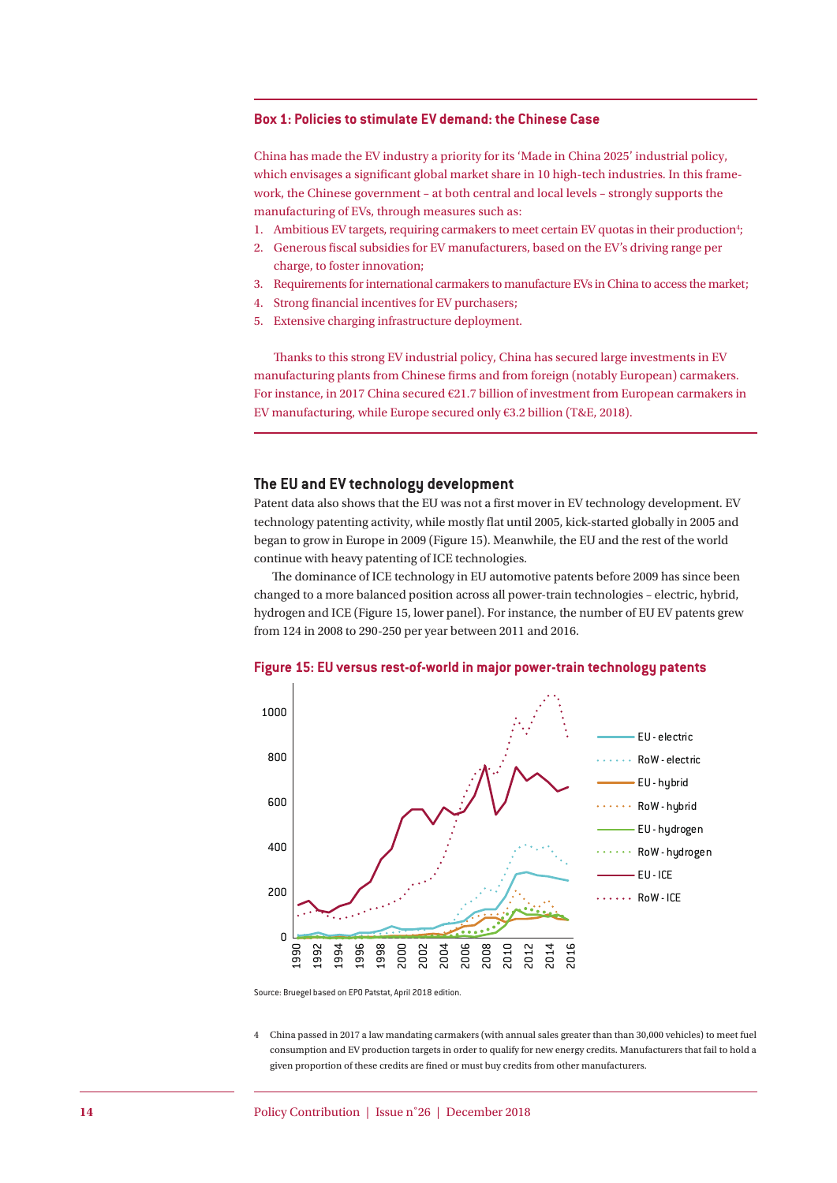## Box 1: Policies to stimulate EV demand: the Chinese Case

China has made the EV industry a priority for its 'Made in China 2025' industrial policy, which envisages a significant global market share in 10 high-tech industries. In this framework, the Chinese government – at both central and local levels – strongly supports the manufacturing of EVs, through measures such as:

1. Ambitious EV targets, requiring carmakers to meet certain EV quotas in their production[4];
2. Generous fiscal subsidies for EV manufacturers, based on the EV's driving range per charge, to foster innovation;
3. Requirements for international carmakers to manufacture EVs in China to access the market;
4. Strong financial incentives for EV purchasers;
5. Extensive charging infrastructure deployment.

Thanks to this strong EV industrial policy, China has secured large investments in EV manufacturing plants from Chinese firms and from foreign (notably European) carmakers. For instance, in 2017 China secured €21.7 billion of investment from European carmakers in EV manufacturing, while Europe secured only €3.2 billion (T&E, 2018).

## The EU and EV technology development

Patent data also shows that the EU was not a first mover in EV technology development. EV technology patenting activity, while mostly flat until 2005, kick-started globally in 2005 and began to grow in Europe in 2009 (Figure 15). Meanwhile, the EU and the rest of the world continue with heavy patenting of ICE technologies.

The dominance of ICE technology in EU automotive patents before 2009 has since been changed to a more balanced position across all power-train technologies – electric, hybrid, hydrogen and ICE (Figure 15, lower panel). For instance, the number of EU EV patents grew from 124 in 2008 to 290-250 per year between 2011 and 2016.

**Figure 15: EU versus rest-of-world in major power-train technology patents**

1000
800
600
400
200
0

1990 1992 1994 1996 1998 2000 2002 2004 2006 2008 2010 2012 2014 2016

EU - electric
RoW - electric
EU - hybrid
RoW - hybrid
EU - hydrogen
RoW - hydrogen
EU - ICE
RoW - ICE

Source: Bruegel based on EPO Patstat, April 2018 edition.

4 China passed in 2017 a law mandating carmakers (with annual sales greater than than 30,000 vehicles) to meet fuel consumption and EV production targets in order to qualify for new energy credits. Manufacturers that fail to hold a given proportion of these credits are fined or must buy credits from other manufacturers.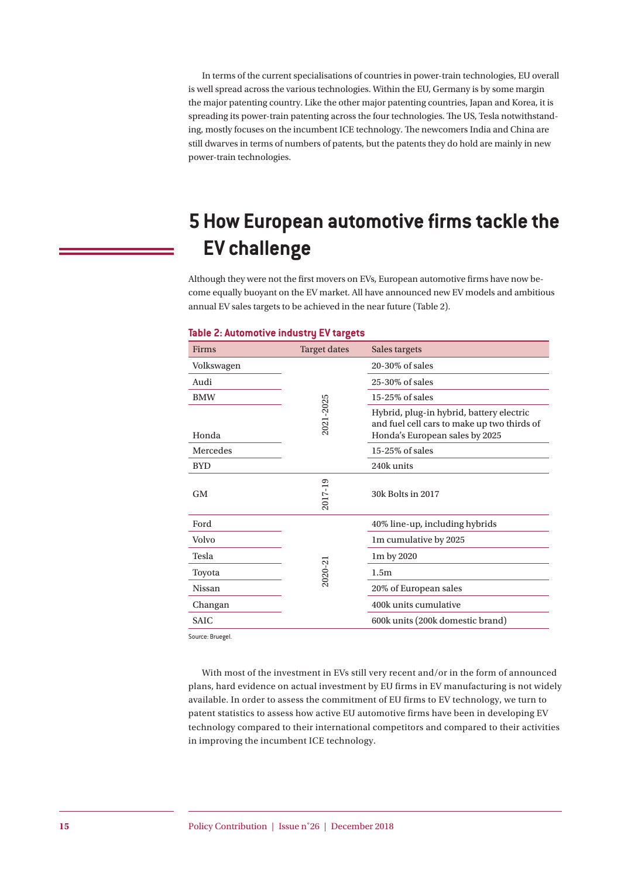In terms of the current specialisations of countries in power-train technologies, EU overall is well spread across the various technologies. Within the EU, Germany is by some margin the major patenting country. Like the other major patenting countries, Japan and Korea, it is spreading its power-train patenting across the four technologies. The US, Tesla notwithstanding, mostly focuses on the incumbent ICE technology. The newcomers India and China are still dwarves in terms of numbers of patents, but the patents they do hold are mainly in new power-train technologies.

# 5 How European automotive firms tackle the EV challenge

Although they were not the first movers on EVs, European automotive firms have now become equally buoyant on the EV market. All have announced new EV models and ambitious annual EV sales targets to be achieved in the near future (Table 2).

**Table 2: Automotive industry EV targets**

| Firms | Target dates | Sales targets |
|---|---|---|
| Volkswagen | 2021-2025 | 20-30% of sales |
| Audi | 2021-2025 | 25-30% of sales |
| BMW | 2021-2025 | 15-25% of sales |
| Honda | 2021-2025 | Hybrid, plug-in hybrid, battery electric and fuel cell cars to make up two thirds of Honda's European sales by 2025 |
| Mercedes | 2021-2025 | 15-25% of sales |
| BYD | 2021-2025 | 240k units |
| GM | 2017-19 | 30k Bolts in 2017 |
| Ford | 2020-21 | 40% line-up, including hybrids |
| Volvo | 2020-21 | 1m cumulative by 2025 |
| Tesla | 2020-21 | 1m by 2020 |
| Toyota | 2020-21 | 1.5m |
| Nissan | 2020-21 | 20% of European sales |
| Changan | 2020-21 | 400k units cumulative |
| SAIC | 2020-21 | 600k units (200k domestic brand) |

Source: Bruegel.

With most of the investment in EVs still very recent and/or in the form of announced plans, hard evidence on actual investment by EU firms in EV manufacturing is not widely available. In order to assess the commitment of EU firms to EV technology, we turn to patent statistics to assess how active EU automotive firms have been in developing EV technology compared to their international competitors and compared to their activities in improving the incumbent ICE technology.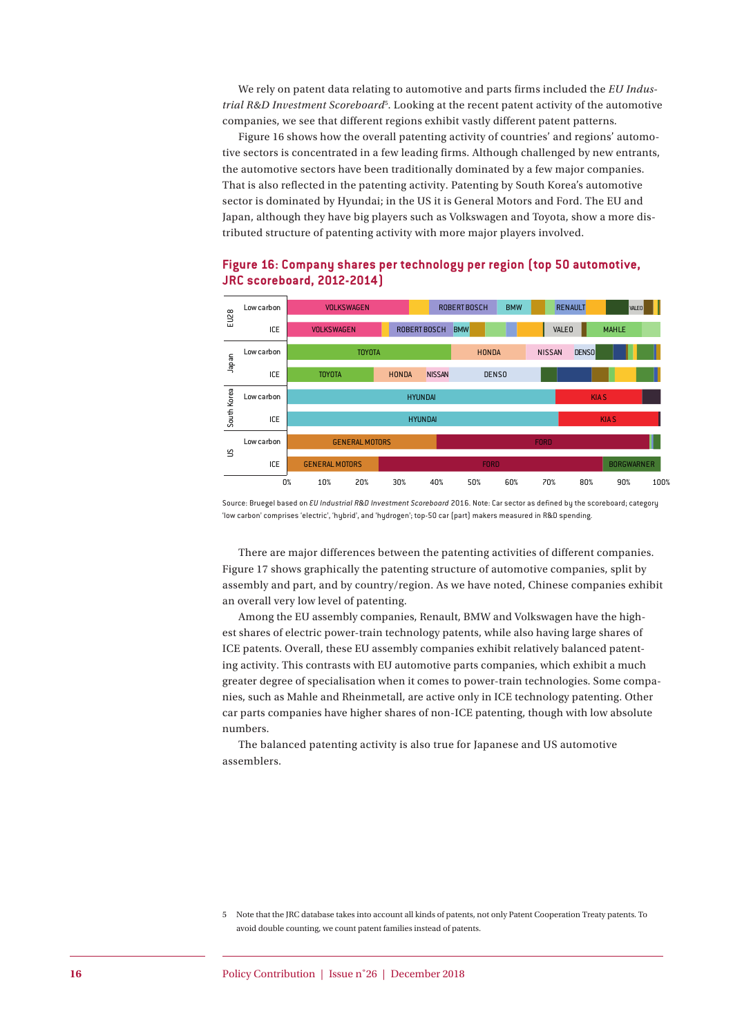We rely on patent data relating to automotive and parts firms included the *EU Industrial R&D Investment Scoreboard*[5]. Looking at the recent patent activity of the automotive companies, we see that different regions exhibit vastly different patent patterns.

Figure 16 shows how the overall patenting activity of countries' and regions' automotive sectors is concentrated in a few leading firms. Although challenged by new entrants, the automotive sectors have been traditionally dominated by a few major companies. That is also reflected in the patenting activity. Patenting by South Korea's automotive sector is dominated by Hyundai; in the US it is General Motors and Ford. The EU and Japan, although they have big players such as Volkswagen and Toyota, show a more distributed structure of patenting activity with more major players involved.

## Figure 16: Company shares per technology per region (top 50 automotive, JRC scoreboard, 2012-2014)

EU28
Low carbon: VOLKSWAGEN, ROBERT BOSCH, BMW, RENAULT, VALEO
ICE: VOLKSWAGEN, ROBERT BOSCH, BMW, VALEO, MAHLE

Japan
Low carbon: TOYOTA, HONDA, NISSAN, DENSO
ICE: TOYOTA, HONDA, NISSAN, DENSO

South Korea
Low carbon: HYUNDAI, KIA S
ICE: HYUNDAI, KIA S

US
Low carbon: GENERAL MOTORS, FORD
ICE: GENERAL MOTORS, FORD, BORGWARNER

0%, 10%, 20%, 30%, 40%, 50%, 60%, 70%, 80%, 90%, 100%

Source: Bruegel based on *EU Industrial R&D Investment Scoreboard* 2016. Note: Car sector as defined by the scoreboard; category 'low carbon' comprises 'electric', 'hybrid', and 'hydrogen'; top-50 car (part) makers measured in R&D spending.

There are major differences between the patenting activities of different companies. Figure 17 shows graphically the patenting structure of automotive companies, split by assembly and part, and by country/region. As we have noted, Chinese companies exhibit an overall very low level of patenting.

Among the EU assembly companies, Renault, BMW and Volkswagen have the highest shares of electric power-train technology patents, while also having large shares of ICE patents. Overall, these EU assembly companies exhibit relatively balanced patenting activity. This contrasts with EU automotive parts companies, which exhibit a much greater degree of specialisation when it comes to power-train technologies. Some companies, such as Mahle and Rheinmetall, are active only in ICE technology patenting. Other car parts companies have higher shares of non-ICE patenting, though with low absolute numbers.

The balanced patenting activity is also true for Japanese and US automotive assemblers.

5 Note that the JRC database takes into account all kinds of patents, not only Patent Cooperation Treaty patents. To avoid double counting, we count patent families instead of patents.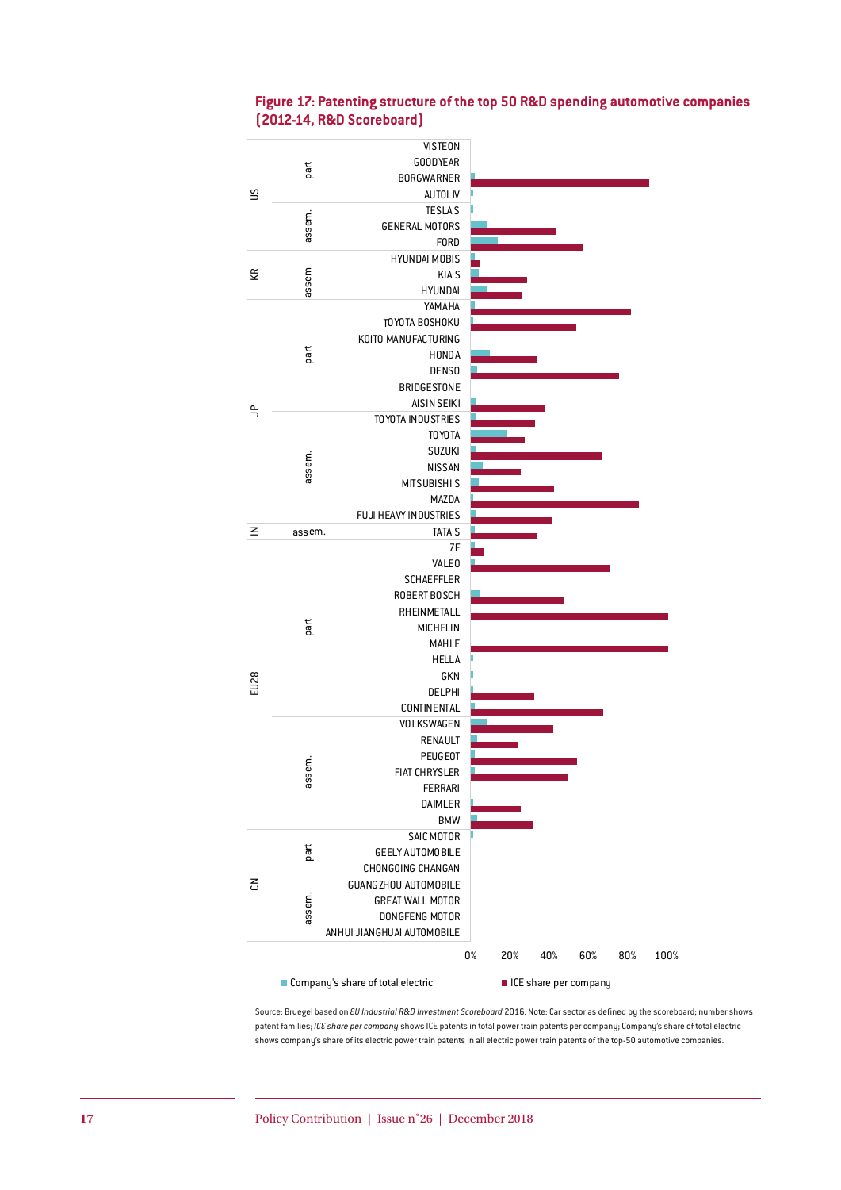**Figure 17: Patenting structure of the top 50 R&D spending automotive companies (2012-14, R&D Scoreboard)**

US
part
VISTEON
GOODYEAR
BORGWARNER
AUTOLIV
assem.
TESLA S
GENERAL MOTORS
FORD

KR
HYUNDAI MOBIS
assem
KIA S
HYUNDAI

JP
part
YAMAHA
TOYOTA BOSHOKU
KOITO MANUFACTURING
HONDA
DENSO
BRIDGESTONE
AISIN SEIKI
assem.
TOYOTA INDUSTRIES
TOYOTA
SUZUKI
NISSAN
MITSUBISHI S
MAZDA
FUJI HEAVY INDUSTRIES

IN
assem.
TATA S

EU28
part
ZF
VALEO
SCHAEFFLER
ROBERT BOSCH
RHEINMETALL
MICHELIN
MAHLE
HELLA
GKN
DELPHI
CONTINENTAL
assem.
VOLKSWAGEN
RENAULT
PEUGEOT
FIAT CHRYSLER
FERRARI
DAIMLER
BMW

CN
part
SAIC MOTOR
GEELY AUTOMOBILE
CHONGOING CHANGAN
assem.
GUANGZHOU AUTOMOBILE
GREAT WALL MOTOR
DONGFENG MOTOR
ANHUI JIANGHUAI AUTOMOBILE

0% 20% 40% 60% 80% 100%

Company's share of total electric
ICE share per company

Source: Bruegel based on *EU Industrial R&D Investment Scoreboard* 2016. Note: Car sector as defined by the scoreboard; number shows patent families; *ICE share per company* shows ICE patents in total power train patents per company; Company's share of total electric shows company's share of its electric power train patents in all electric power train patents of the top-50 automotive companies.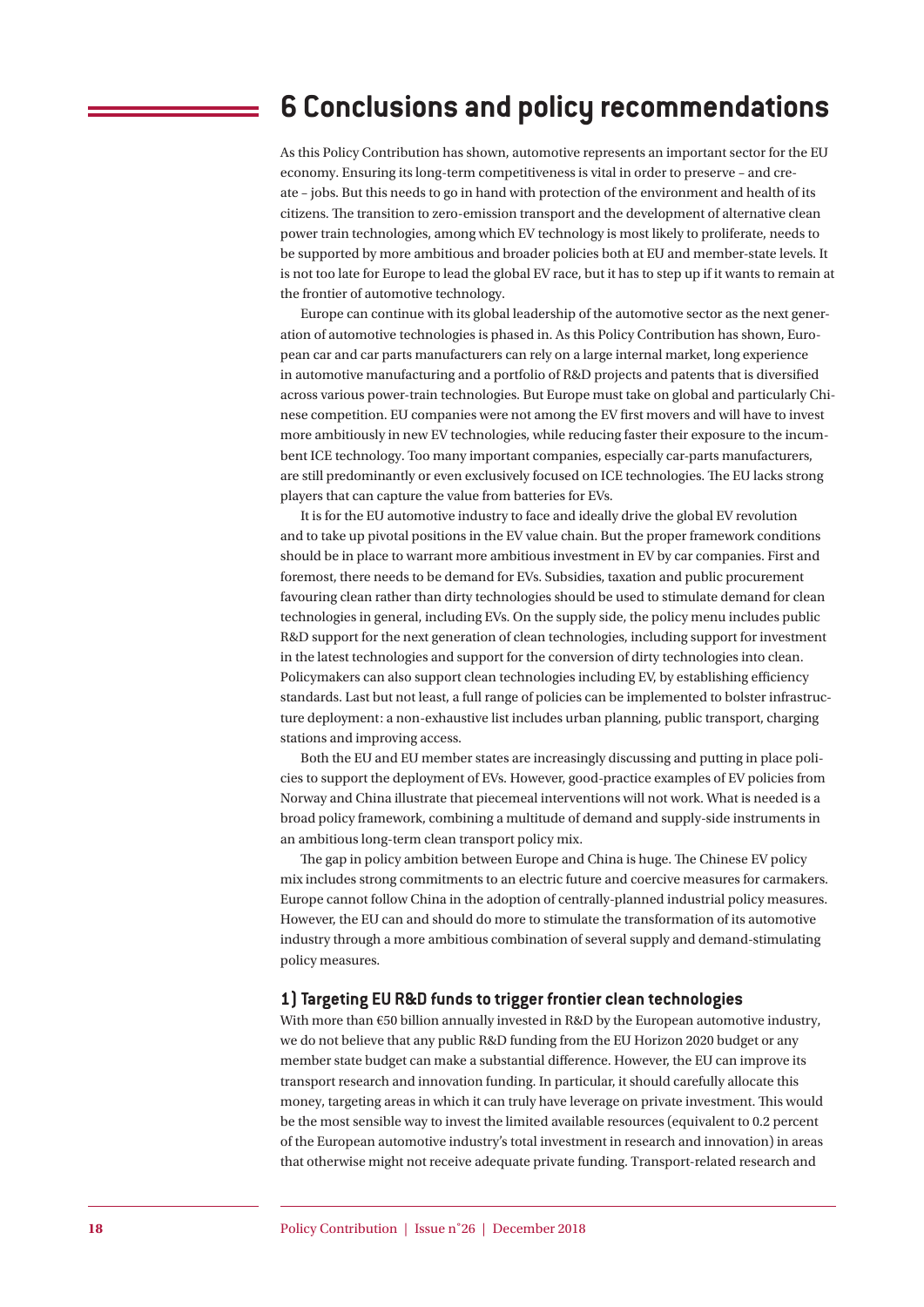# 6 Conclusions and policy recommendations

As this Policy Contribution has shown, automotive represents an important sector for the EU economy. Ensuring its long-term competitiveness is vital in order to preserve – and create – jobs. But this needs to go in hand with protection of the environment and health of its citizens. The transition to zero-emission transport and the development of alternative clean power train technologies, among which EV technology is most likely to proliferate, needs to be supported by more ambitious and broader policies both at EU and member-state levels. It is not too late for Europe to lead the global EV race, but it has to step up if it wants to remain at the frontier of automotive technology.

Europe can continue with its global leadership of the automotive sector as the next generation of automotive technologies is phased in. As this Policy Contribution has shown, European car and car parts manufacturers can rely on a large internal market, long experience in automotive manufacturing and a portfolio of R&D projects and patents that is diversified across various power-train technologies. But Europe must take on global and particularly Chinese competition. EU companies were not among the EV first movers and will have to invest more ambitiously in new EV technologies, while reducing faster their exposure to the incumbent ICE technology. Too many important companies, especially car-parts manufacturers, are still predominantly or even exclusively focused on ICE technologies. The EU lacks strong players that can capture the value from batteries for EVs.

It is for the EU automotive industry to face and ideally drive the global EV revolution and to take up pivotal positions in the EV value chain. But the proper framework conditions should be in place to warrant more ambitious investment in EV by car companies. First and foremost, there needs to be demand for EVs. Subsidies, taxation and public procurement favouring clean rather than dirty technologies should be used to stimulate demand for clean technologies in general, including EVs. On the supply side, the policy menu includes public R&D support for the next generation of clean technologies, including support for investment in the latest technologies and support for the conversion of dirty technologies into clean. Policymakers can also support clean technologies including EV, by establishing efficiency standards. Last but not least, a full range of policies can be implemented to bolster infrastructure deployment: a non-exhaustive list includes urban planning, public transport, charging stations and improving access.

Both the EU and EU member states are increasingly discussing and putting in place policies to support the deployment of EVs. However, good-practice examples of EV policies from Norway and China illustrate that piecemeal interventions will not work. What is needed is a broad policy framework, combining a multitude of demand and supply-side instruments in an ambitious long-term clean transport policy mix.

The gap in policy ambition between Europe and China is huge. The Chinese EV policy mix includes strong commitments to an electric future and coercive measures for carmakers. Europe cannot follow China in the adoption of centrally-planned industrial policy measures. However, the EU can and should do more to stimulate the transformation of its automotive industry through a more ambitious combination of several supply and demand-stimulating policy measures.

### 1) Targeting EU R&D funds to trigger frontier clean technologies

With more than €50 billion annually invested in R&D by the European automotive industry, we do not believe that any public R&D funding from the EU Horizon 2020 budget or any member state budget can make a substantial difference. However, the EU can improve its transport research and innovation funding. In particular, it should carefully allocate this money, targeting areas in which it can truly have leverage on private investment. This would be the most sensible way to invest the limited available resources (equivalent to 0.2 percent of the European automotive industry's total investment in research and innovation) in areas that otherwise might not receive adequate private funding. Transport-related research and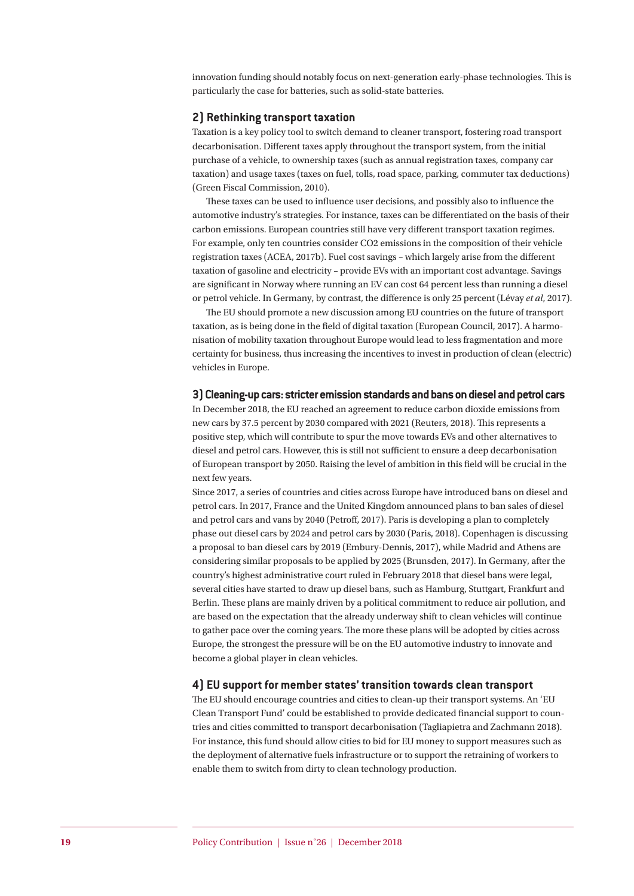innovation funding should notably focus on next-generation early-phase technologies. This is particularly the case for batteries, such as solid-state batteries.

### 2) Rethinking transport taxation

Taxation is a key policy tool to switch demand to cleaner transport, fostering road transport decarbonisation. Different taxes apply throughout the transport system, from the initial purchase of a vehicle, to ownership taxes (such as annual registration taxes, company car taxation) and usage taxes (taxes on fuel, tolls, road space, parking, commuter tax deductions) (Green Fiscal Commission, 2010).

These taxes can be used to influence user decisions, and possibly also to influence the automotive industry's strategies. For instance, taxes can be differentiated on the basis of their carbon emissions. European countries still have very different transport taxation regimes. For example, only ten countries consider CO2 emissions in the composition of their vehicle registration taxes (ACEA, 2017b). Fuel cost savings – which largely arise from the different taxation of gasoline and electricity – provide EVs with an important cost advantage. Savings are significant in Norway where running an EV can cost 64 percent less than running a diesel or petrol vehicle. In Germany, by contrast, the difference is only 25 percent (Lévay *et al*, 2017).

The EU should promote a new discussion among EU countries on the future of transport taxation, as is being done in the field of digital taxation (European Council, 2017). A harmonisation of mobility taxation throughout Europe would lead to less fragmentation and more certainty for business, thus increasing the incentives to invest in production of clean (electric) vehicles in Europe.

### 3) Cleaning-up cars: stricter emission standards and bans on diesel and petrol cars

In December 2018, the EU reached an agreement to reduce carbon dioxide emissions from new cars by 37.5 percent by 2030 compared with 2021 (Reuters, 2018). This represents a positive step, which will contribute to spur the move towards EVs and other alternatives to diesel and petrol cars. However, this is still not sufficient to ensure a deep decarbonisation of European transport by 2050. Raising the level of ambition in this field will be crucial in the next few years.

Since 2017, a series of countries and cities across Europe have introduced bans on diesel and petrol cars. In 2017, France and the United Kingdom announced plans to ban sales of diesel and petrol cars and vans by 2040 (Petroff, 2017). Paris is developing a plan to completely phase out diesel cars by 2024 and petrol cars by 2030 (Paris, 2018). Copenhagen is discussing a proposal to ban diesel cars by 2019 (Embury-Dennis, 2017), while Madrid and Athens are considering similar proposals to be applied by 2025 (Brunsden, 2017). In Germany, after the country's highest administrative court ruled in February 2018 that diesel bans were legal, several cities have started to draw up diesel bans, such as Hamburg, Stuttgart, Frankfurt and Berlin. These plans are mainly driven by a political commitment to reduce air pollution, and are based on the expectation that the already underway shift to clean vehicles will continue to gather pace over the coming years. The more these plans will be adopted by cities across Europe, the strongest the pressure will be on the EU automotive industry to innovate and become a global player in clean vehicles.

### 4) EU support for member states' transition towards clean transport

The EU should encourage countries and cities to clean-up their transport systems. An 'EU Clean Transport Fund' could be established to provide dedicated financial support to countries and cities committed to transport decarbonisation (Tagliapietra and Zachmann 2018). For instance, this fund should allow cities to bid for EU money to support measures such as the deployment of alternative fuels infrastructure or to support the retraining of workers to enable them to switch from dirty to clean technology production.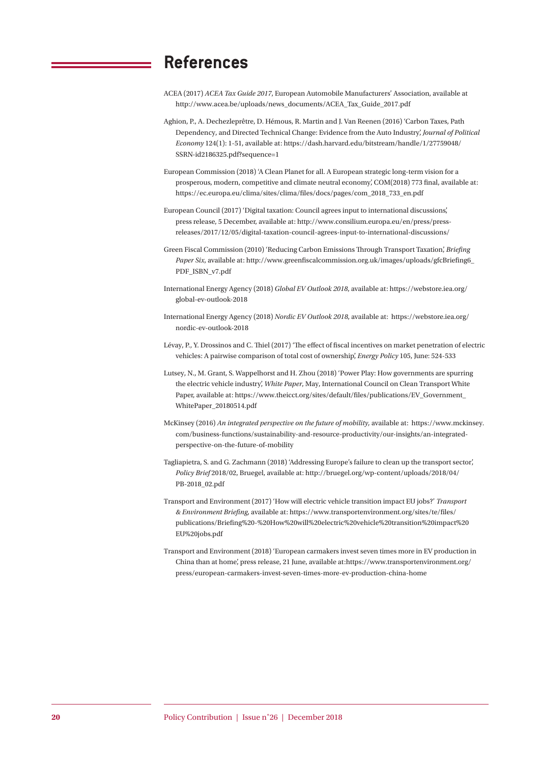# References

ACEA (2017) *ACEA Tax Guide 2017*, European Automobile Manufacturers' Association, available at http://www.acea.be/uploads/news_documents/ACEA_Tax_Guide_2017.pdf

Aghion, P., A. Dechezleprêtre, D. Hémous, R. Martin and J. Van Reenen (2016) 'Carbon Taxes, Path Dependency, and Directed Technical Change: Evidence from the Auto Industry', *Journal of Political Economy* 124(1): 1-51, available at: https://dash.harvard.edu/bitstream/handle/1/27759048/SSRN-id2186325.pdf?sequence=1

European Commission (2018) 'A Clean Planet for all. A European strategic long-term vision for a prosperous, modern, competitive and climate neutral economy', COM(2018) 773 final, available at: https://ec.europa.eu/clima/sites/clima/files/docs/pages/com_2018_733_en.pdf

European Council (2017) 'Digital taxation: Council agrees input to international discussions', press release, 5 December, available at: http://www.consilium.europa.eu/en/press/press-releases/2017/12/05/digital-taxation-council-agrees-input-to-international-discussions/

Green Fiscal Commission (2010) 'Reducing Carbon Emissions Through Transport Taxation', *Briefing Paper Six*, available at: http://www.greenfiscalcommission.org.uk/images/uploads/gfcBriefing6_PDF_ISBN_v7.pdf

International Energy Agency (2018) *Global EV Outlook 2018*, available at: https://webstore.iea.org/global-ev-outlook-2018

International Energy Agency (2018) *Nordic EV Outlook 2018*, available at: https://webstore.iea.org/nordic-ev-outlook-2018

Lévay, P., Y. Drossinos and C. Thiel (2017) 'The effect of fiscal incentives on market penetration of electric vehicles: A pairwise comparison of total cost of ownership', *Energy Policy* 105, June: 524-533

Lutsey, N., M. Grant, S. Wappelhorst and H. Zhou (2018) 'Power Play: How governments are spurring the electric vehicle industry', *White Paper*, May, International Council on Clean Transport White Paper, available at: https://www.theicct.org/sites/default/files/publications/EV_Government_WhitePaper_20180514.pdf

McKinsey (2016) *An integrated perspective on the future of mobility*, available at: https://www.mckinsey.com/business-functions/sustainability-and-resource-productivity/our-insights/an-integrated-perspective-on-the-future-of-mobility

Tagliapietra, S. and G. Zachmann (2018) 'Addressing Europe's failure to clean up the transport sector', *Policy Brief* 2018/02, Bruegel, available at: http://bruegel.org/wp-content/uploads/2018/04/PB-2018_02.pdf

Transport and Environment (2017) 'How will electric vehicle transition impact EU jobs?' *Transport & Environment Briefing*, available at: https://www.transportenvironment.org/sites/te/files/publications/Briefing%20-%20How%20will%20electric%20vehicle%20transition%20impact%20EU%20jobs.pdf

Transport and Environment (2018) 'European carmakers invest seven times more in EV production in China than at home', press release, 21 June, available at:https://www.transportenvironment.org/press/european-carmakers-invest-seven-times-more-ev-production-china-home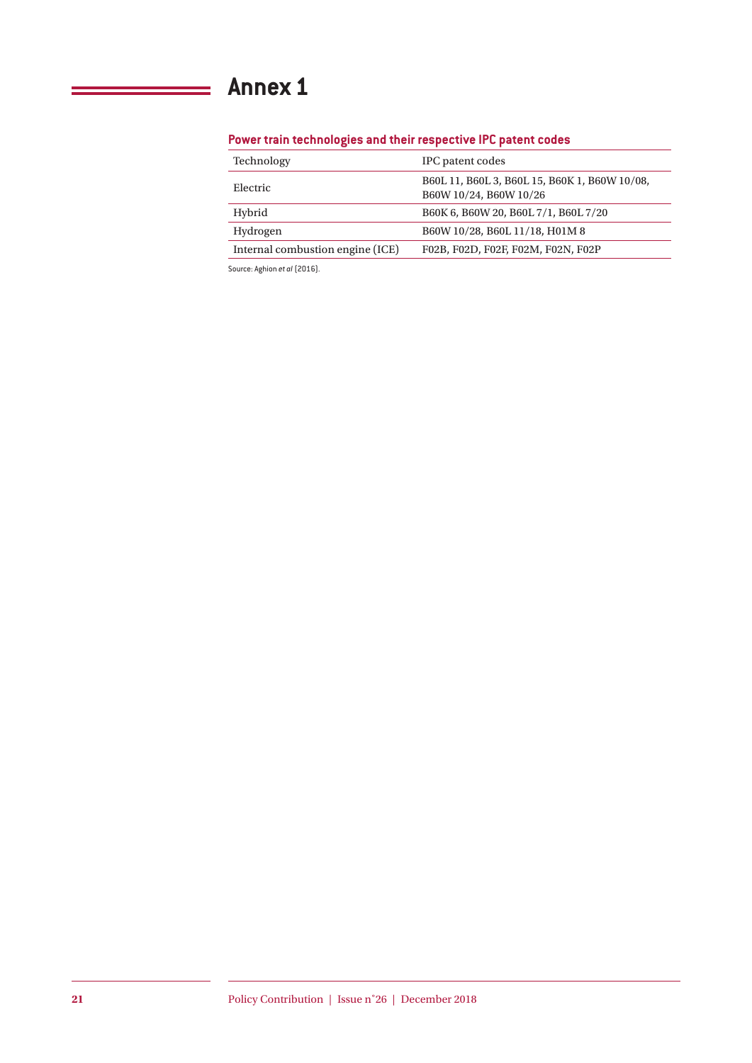# Annex 1

### Power train technologies and their respective IPC patent codes

| Technology | IPC patent codes |
|---|---|
| Electric | B60L 11, B60L 3, B60L 15, B60K 1, B60W 10/08, B60W 10/24, B60W 10/26 |
| Hybrid | B60K 6, B60W 20, B60L 7/1, B60L 7/20 |
| Hydrogen | B60W 10/28, B60L 11/18, H01M 8 |
| Internal combustion engine (ICE) | F02B, F02D, F02F, F02M, F02N, F02P |

Source: Aghion *et al* (2016).